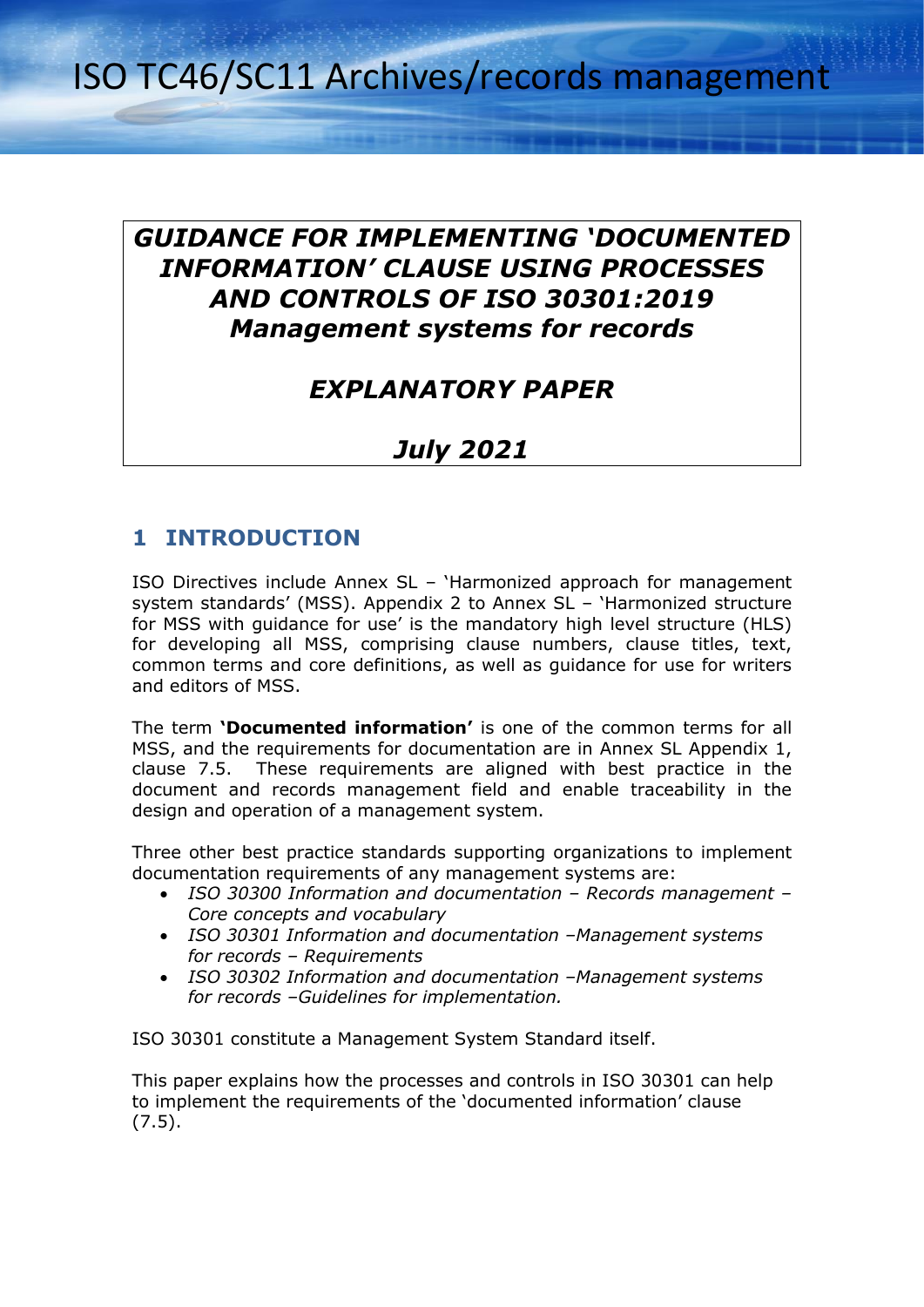# ISO TC46/SC11 Archives/records management

***GUIDANCE FOR IMPLEMENTING 'DOCUMENTED INFORMATION' CLAUSE USING PROCESSES AND CONTROLS OF ISO 30301:2019 Management systems for records***

***EXPLANATORY PAPER***

***July 2021***

## 1 INTRODUCTION

ISO Directives include Annex SL – 'Harmonized approach for management system standards' (MSS). Appendix 2 to Annex SL – 'Harmonized structure for MSS with guidance for use' is the mandatory high level structure (HLS) for developing all MSS, comprising clause numbers, clause titles, text, common terms and core definitions, as well as guidance for use for writers and editors of MSS.

The term **'Documented information'** is one of the common terms for all MSS, and the requirements for documentation are in Annex SL Appendix 1, clause 7.5. These requirements are aligned with best practice in the document and records management field and enable traceability in the design and operation of a management system.

Three other best practice standards supporting organizations to implement documentation requirements of any management systems are:

- *ISO 30300 Information and documentation – Records management – Core concepts and vocabulary*
- *ISO 30301 Information and documentation –Management systems for records – Requirements*
- *ISO 30302 Information and documentation –Management systems for records –Guidelines for implementation.*

ISO 30301 constitute a Management System Standard itself.

This paper explains how the processes and controls in ISO 30301 can help to implement the requirements of the 'documented information' clause (7.5).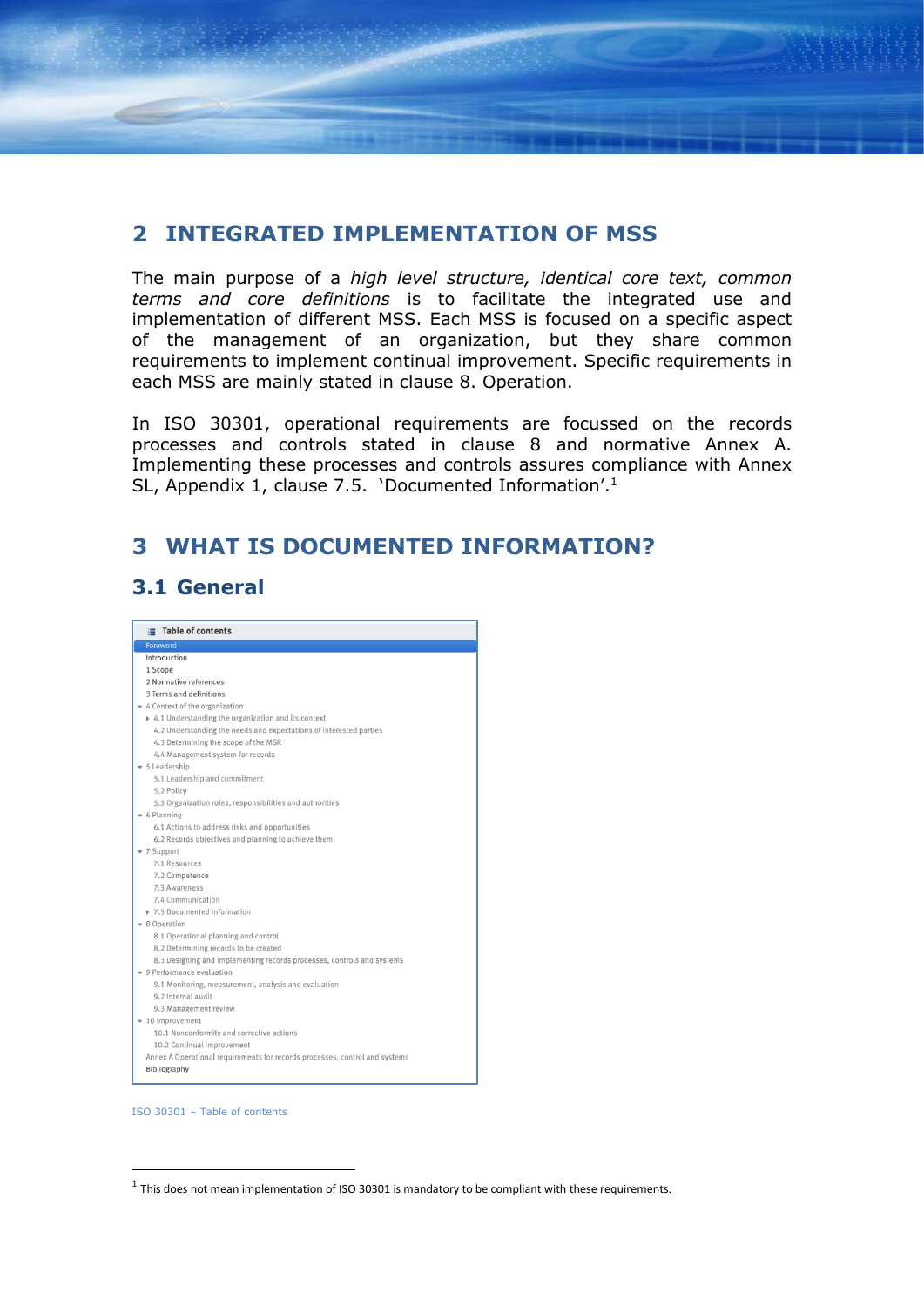## 2 INTEGRATED IMPLEMENTATION OF MSS

The main purpose of a *high level structure, identical core text, common terms and core definitions* is to facilitate the integrated use and implementation of different MSS. Each MSS is focused on a specific aspect of the management of an organization, but they share common requirements to implement continual improvement. Specific requirements in each MSS are mainly stated in clause 8. Operation.

In ISO 30301, operational requirements are focussed on the records processes and controls stated in clause 8 and normative Annex A. Implementing these processes and controls assures compliance with Annex SL, Appendix 1, clause 7.5. 'Documented Information'.[1]

## 3 WHAT IS DOCUMENTED INFORMATION?

### 3.1 General

Table of contents

- Foreword
- Introduction
- 1 Scope
- 2 Normative references
- 3 Terms and definitions
- 4 Context of the organization
  - 4.1 Understanding the organization and its context
  - 4.2 Understanding the needs and expectations of interested parties
  - 4.3 Determining the scope of the MSR
  - 4.4 Management system for records
- 5 Leadership
  - 5.1 Leadership and commitment
  - 5.2 Policy
  - 5.3 Organization roles, responsibilities and authorities
- 6 Planning
  - 6.1 Actions to address risks and opportunities
  - 6.2 Records objectives and planning to achieve them
- 7 Support
  - 7.1 Resources
  - 7.2 Competence
  - 7.3 Awareness
  - 7.4 Communication
  - 7.5 Documented information
- 8 Operation
  - 8.1 Operational planning and control
  - 8.2 Determining records to be created
  - 8.3 Designing and implementing records processes, controls and systems
- 9 Performance evaluation
  - 9.1 Monitoring, measurement, analysis and evaluation
  - 9.2 Internal audit
  - 9.3 Management review
- 10 Improvement
  - 10.1 Nonconformity and corrective actions
  - 10.2 Continual improvement
- Annex A Operational requirements for records processes, control and systems
- Bibliography

ISO 30301 – Table of contents

[1] This does not mean implementation of ISO 30301 is mandatory to be compliant with these requirements.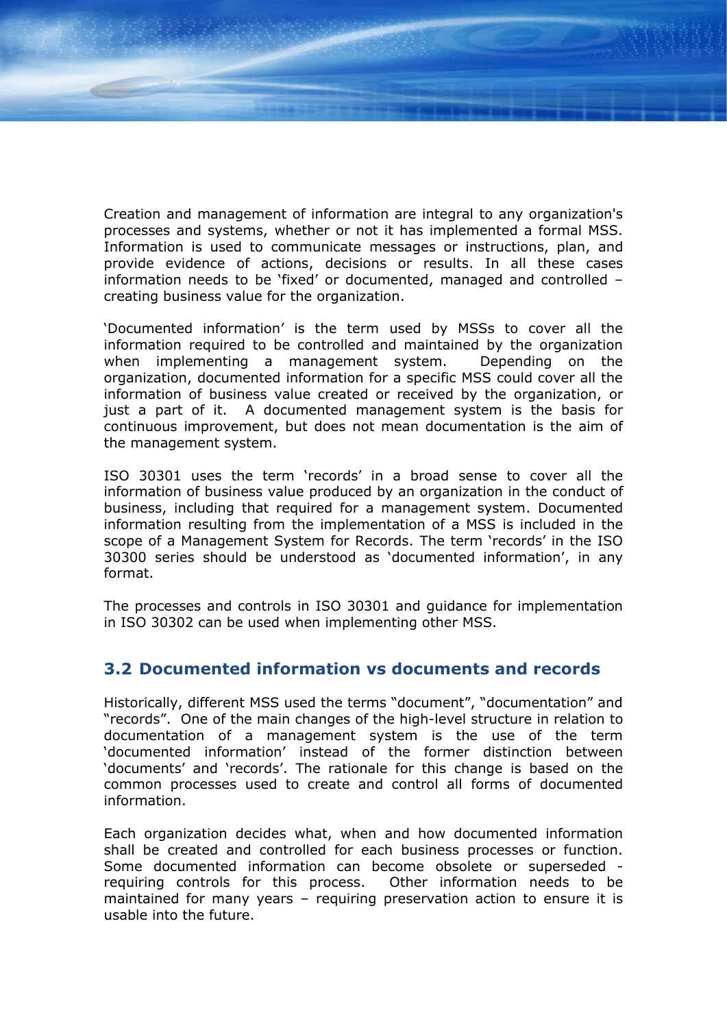Creation and management of information are integral to any organization's processes and systems, whether or not it has implemented a formal MSS. Information is used to communicate messages or instructions, plan, and provide evidence of actions, decisions or results. In all these cases information needs to be 'fixed' or documented, managed and controlled – creating business value for the organization.

'Documented information' is the term used by MSSs to cover all the information required to be controlled and maintained by the organization when implementing a management system. Depending on the organization, documented information for a specific MSS could cover all the information of business value created or received by the organization, or just a part of it. A documented management system is the basis for continuous improvement, but does not mean documentation is the aim of the management system.

ISO 30301 uses the term 'records' in a broad sense to cover all the information of business value produced by an organization in the conduct of business, including that required for a management system. Documented information resulting from the implementation of a MSS is included in the scope of a Management System for Records. The term 'records' in the ISO 30300 series should be understood as 'documented information', in any format.

The processes and controls in ISO 30301 and guidance for implementation in ISO 30302 can be used when implementing other MSS.

## 3.2 Documented information vs documents and records

Historically, different MSS used the terms "document", "documentation" and "records". One of the main changes of the high-level structure in relation to documentation of a management system is the use of the term 'documented information' instead of the former distinction between 'documents' and 'records'. The rationale for this change is based on the common processes used to create and control all forms of documented information.

Each organization decides what, when and how documented information shall be created and controlled for each business processes or function. Some documented information can become obsolete or superseded - requiring controls for this process. Other information needs to be maintained for many years – requiring preservation action to ensure it is usable into the future.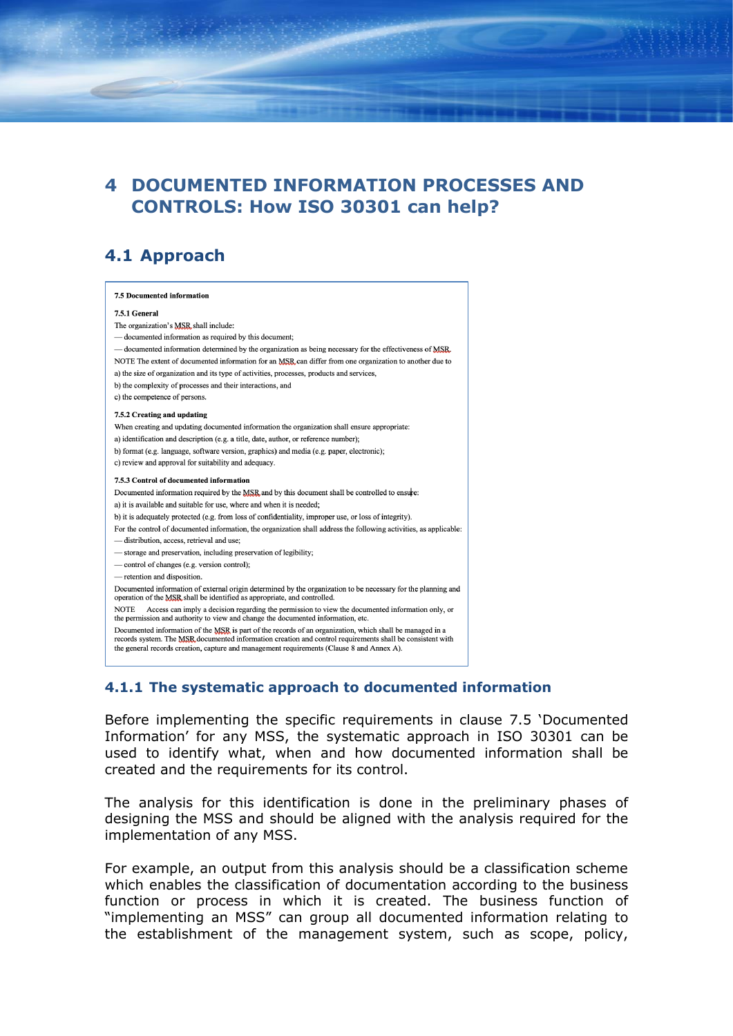# 4 DOCUMENTED INFORMATION PROCESSES AND CONTROLS: How ISO 30301 can help?

## 4.1 Approach

**7.5 Documented information**

**7.5.1 General**

The organization's MSR shall include:

— documented information as required by this document;

— documented information determined by the organization as being necessary for the effectiveness of MSR.

NOTE The extent of documented information for an MSR can differ from one organization to another due to

a) the size of organization and its type of activities, processes, products and services,

b) the complexity of processes and their interactions, and

c) the competence of persons.

**7.5.2 Creating and updating**

When creating and updating documented information the organization shall ensure appropriate:

a) identification and description (e.g. a title, date, author, or reference number);

b) format (e.g. language, software version, graphics) and media (e.g. paper, electronic);

c) review and approval for suitability and adequacy.

**7.5.3 Control of documented information**

Documented information required by the MSR and by this document shall be controlled to ensure:

a) it is available and suitable for use, where and when it is needed;

b) it is adequately protected (e.g. from loss of confidentiality, improper use, or loss of integrity).

For the control of documented information, the organization shall address the following activities, as applicable:

— distribution, access, retrieval and use;

— storage and preservation, including preservation of legibility;

— control of changes (e.g. version control);

— retention and disposition.

Documented information of external origin determined by the organization to be necessary for the planning and operation of the MSR shall be identified as appropriate, and controlled.

NOTE Access can imply a decision regarding the permission to view the documented information only, or the permission and authority to view and change the documented information, etc.

Documented information of the MSR is part of the records of an organization, which shall be managed in a records system. The MSR documented information creation and control requirements shall be consistent with the general records creation, capture and management requirements (Clause 8 and Annex A).

### 4.1.1 The systematic approach to documented information

Before implementing the specific requirements in clause 7.5 'Documented Information' for any MSS, the systematic approach in ISO 30301 can be used to identify what, when and how documented information shall be created and the requirements for its control.

The analysis for this identification is done in the preliminary phases of designing the MSS and should be aligned with the analysis required for the implementation of any MSS.

For example, an output from this analysis should be a classification scheme which enables the classification of documentation according to the business function or process in which it is created. The business function of "implementing an MSS" can group all documented information relating to the establishment of the management system, such as scope, policy,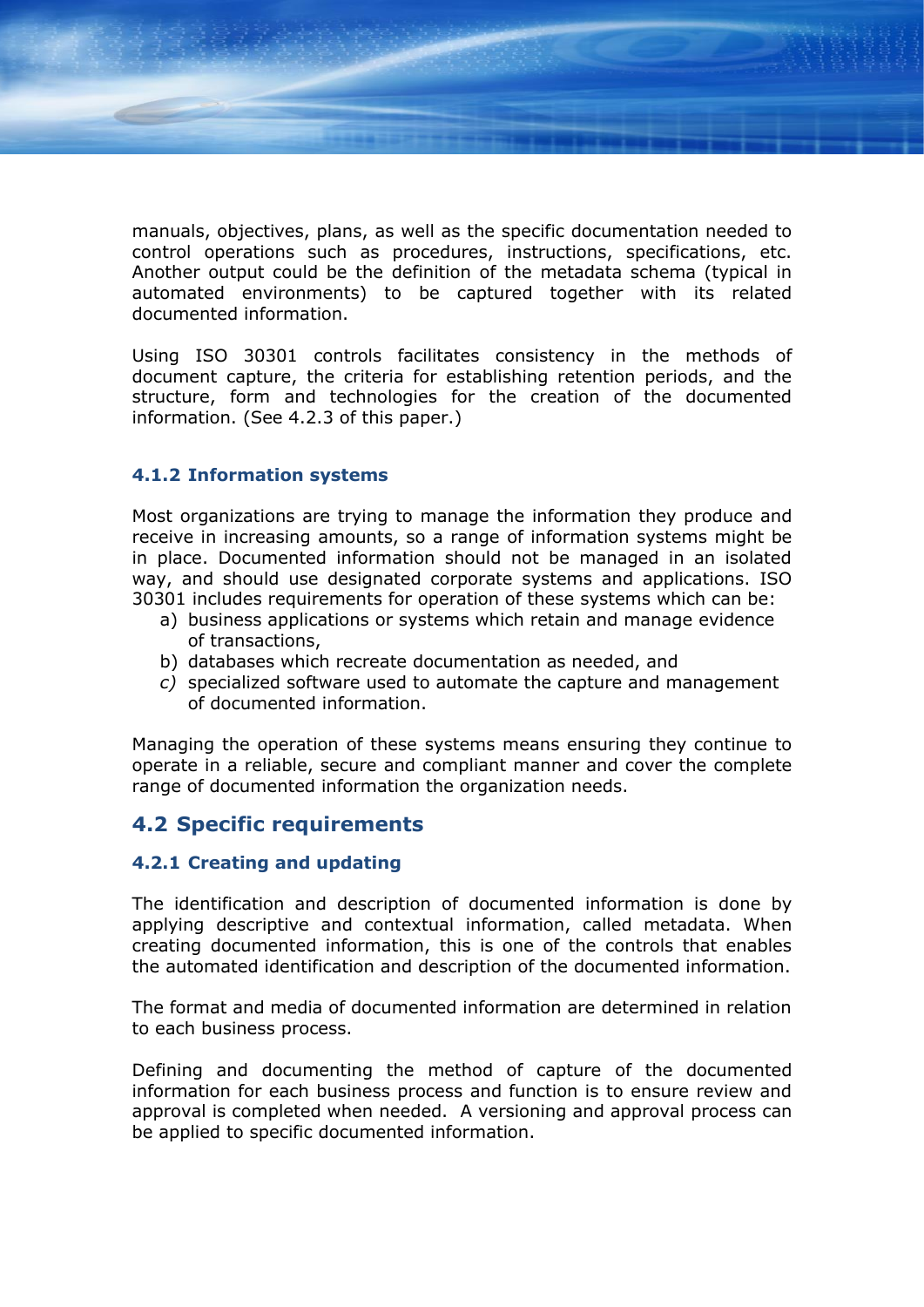manuals, objectives, plans, as well as the specific documentation needed to control operations such as procedures, instructions, specifications, etc. Another output could be the definition of the metadata schema (typical in automated environments) to be captured together with its related documented information.

Using ISO 30301 controls facilitates consistency in the methods of document capture, the criteria for establishing retention periods, and the structure, form and technologies for the creation of the documented information. (See 4.2.3 of this paper.)

### 4.1.2 Information systems

Most organizations are trying to manage the information they produce and receive in increasing amounts, so a range of information systems might be in place. Documented information should not be managed in an isolated way, and should use designated corporate systems and applications. ISO 30301 includes requirements for operation of these systems which can be:

a) business applications or systems which retain and manage evidence of transactions,
b) databases which recreate documentation as needed, and
*c)* specialized software used to automate the capture and management of documented information.

Managing the operation of these systems means ensuring they continue to operate in a reliable, secure and compliant manner and cover the complete range of documented information the organization needs.

## 4.2 Specific requirements

### 4.2.1 Creating and updating

The identification and description of documented information is done by applying descriptive and contextual information, called metadata. When creating documented information, this is one of the controls that enables the automated identification and description of the documented information.

The format and media of documented information are determined in relation to each business process.

Defining and documenting the method of capture of the documented information for each business process and function is to ensure review and approval is completed when needed. A versioning and approval process can be applied to specific documented information.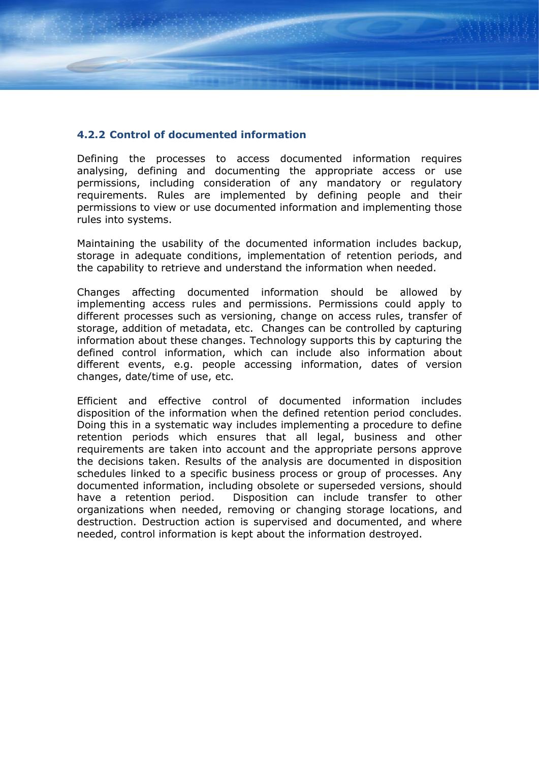### 4.2.2 Control of documented information

Defining the processes to access documented information requires analysing, defining and documenting the appropriate access or use permissions, including consideration of any mandatory or regulatory requirements. Rules are implemented by defining people and their permissions to view or use documented information and implementing those rules into systems.

Maintaining the usability of the documented information includes backup, storage in adequate conditions, implementation of retention periods, and the capability to retrieve and understand the information when needed.

Changes affecting documented information should be allowed by implementing access rules and permissions. Permissions could apply to different processes such as versioning, change on access rules, transfer of storage, addition of metadata, etc. Changes can be controlled by capturing information about these changes. Technology supports this by capturing the defined control information, which can include also information about different events, e.g. people accessing information, dates of version changes, date/time of use, etc.

Efficient and effective control of documented information includes disposition of the information when the defined retention period concludes. Doing this in a systematic way includes implementing a procedure to define retention periods which ensures that all legal, business and other requirements are taken into account and the appropriate persons approve the decisions taken. Results of the analysis are documented in disposition schedules linked to a specific business process or group of processes. Any documented information, including obsolete or superseded versions, should have a retention period. Disposition can include transfer to other organizations when needed, removing or changing storage locations, and destruction. Destruction action is supervised and documented, and where needed, control information is kept about the information destroyed.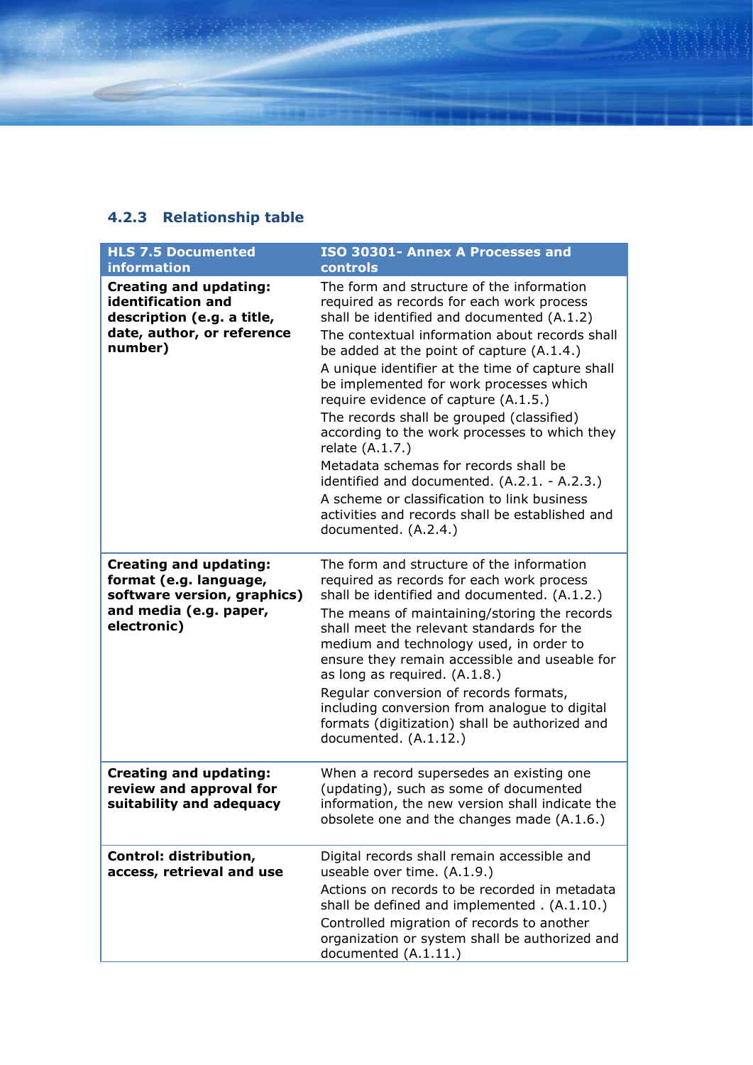### 4.2.3 Relationship table

| HLS 7.5 Documented information | ISO 30301- Annex A Processes and controls |
|---|---|
| **Creating and updating: identification and description (e.g. a title, date, author, or reference number)** | The form and structure of the information required as records for each work process shall be identified and documented (A.1.2)<br>The contextual information about records shall be added at the point of capture (A.1.4.)<br>A unique identifier at the time of capture shall be implemented for work processes which require evidence of capture (A.1.5.)<br>The records shall be grouped (classified) according to the work processes to which they relate (A.1.7.)<br>Metadata schemas for records shall be identified and documented. (A.2.1. - A.2.3.)<br>A scheme or classification to link business activities and records shall be established and documented. (A.2.4.) |
| **Creating and updating: format (e.g. language, software version, graphics) and media (e.g. paper, electronic)** | The form and structure of the information required as records for each work process shall be identified and documented. (A.1.2.)<br>The means of maintaining/storing the records shall meet the relevant standards for the medium and technology used, in order to ensure they remain accessible and useable for as long as required. (A.1.8.)<br>Regular conversion of records formats, including conversion from analogue to digital formats (digitization) shall be authorized and documented. (A.1.12.) |
| **Creating and updating: review and approval for suitability and adequacy** | When a record supersedes an existing one (updating), such as some of documented information, the new version shall indicate the obsolete one and the changes made (A.1.6.) |
| **Control: distribution, access, retrieval and use** | Digital records shall remain accessible and useable over time. (A.1.9.)<br>Actions on records to be recorded in metadata shall be defined and implemented . (A.1.10.)<br>Controlled migration of records to another organization or system shall be authorized and documented (A.1.11.) |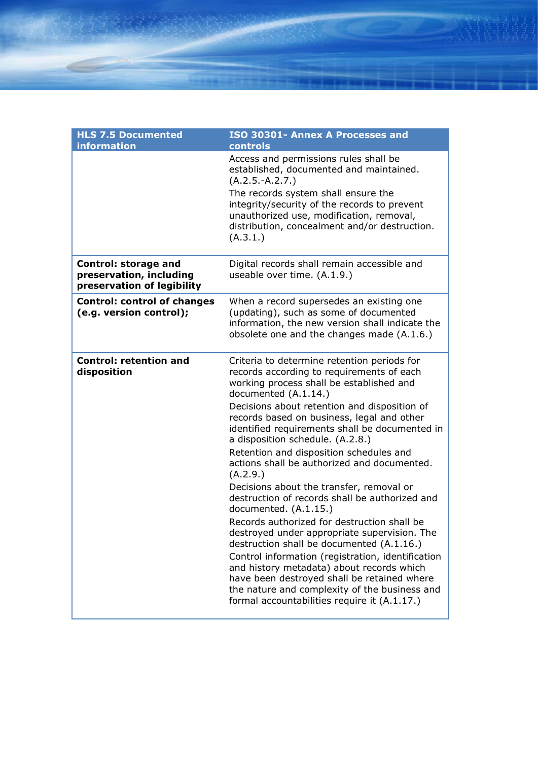| HLS 7.5 Documented information | ISO 30301- Annex A Processes and controls |
|---|---|
| | Access and permissions rules shall be established, documented and maintained. (A.2.5.-A.2.7.)<br>The records system shall ensure the integrity/security of the records to prevent unauthorized use, modification, removal, distribution, concealment and/or destruction. (A.3.1.) |
| **Control: storage and preservation, including preservation of legibility** | Digital records shall remain accessible and useable over time. (A.1.9.) |
| **Control: control of changes (e.g. version control);** | When a record supersedes an existing one (updating), such as some of documented information, the new version shall indicate the obsolete one and the changes made (A.1.6.) |
| **Control: retention and disposition** | Criteria to determine retention periods for records according to requirements of each working process shall be established and documented (A.1.14.)<br>Decisions about retention and disposition of records based on business, legal and other identified requirements shall be documented in a disposition schedule. (A.2.8.)<br>Retention and disposition schedules and actions shall be authorized and documented. (A.2.9.)<br>Decisions about the transfer, removal or destruction of records shall be authorized and documented. (A.1.15.)<br>Records authorized for destruction shall be destroyed under appropriate supervision. The destruction shall be documented (A.1.16.)<br>Control information (registration, identification and history metadata) about records which have been destroyed shall be retained where the nature and complexity of the business and formal accountabilities require it (A.1.17.) |